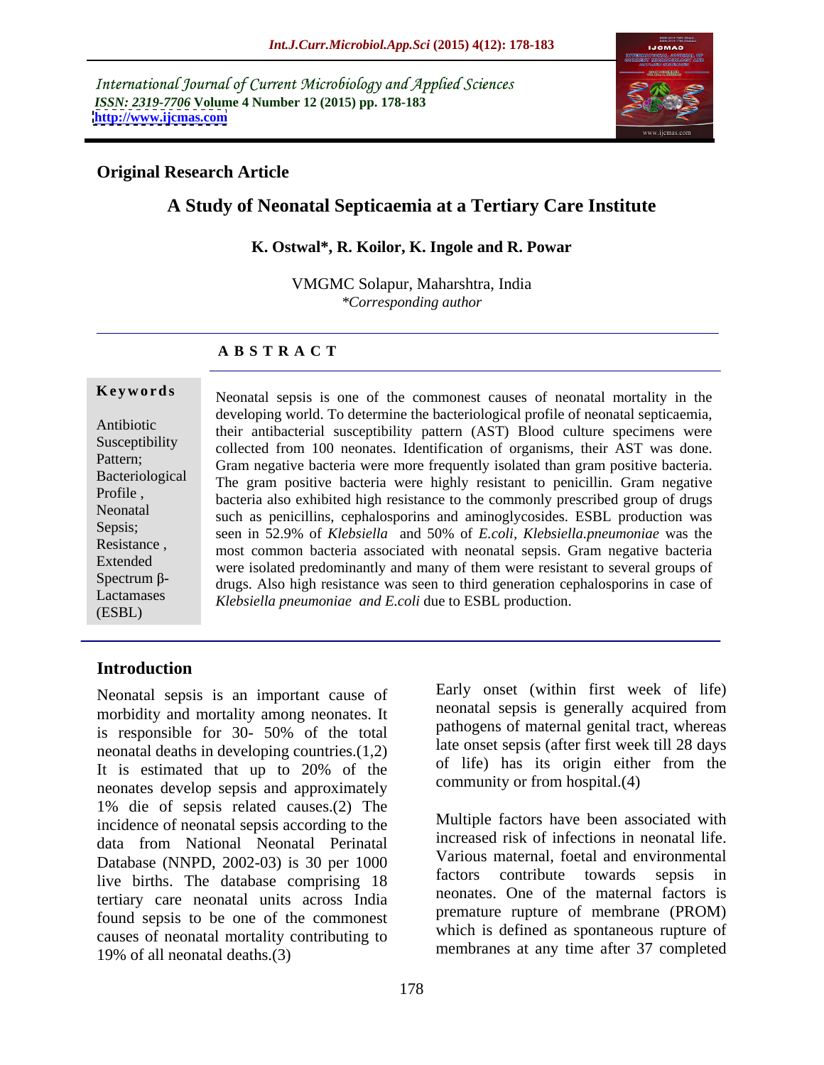International Journal of Current Microbiology and Applied Sciences
*ISSN: 2319-7706* **Volume 4 Number 12 (2015) pp. 178-183**
**http://www.ijcmas.com**

**Original Research Article**

# A Study of Neonatal Septicaemia at a Tertiary Care Institute

**K. Ostwal\*, R. Koilor, K. Ingole and R. Powar**

VMGMC Solapur, Maharshtra, India
*\*Corresponding author*

## A B S T R A C T

**Keywords**

Antibiotic Susceptibility Pattern; Bacteriological Profile, Neonatal Sepsis; Resistance, Extended Spectrum β-Lactamases (ESBL)

Neonatal sepsis is one of the commonest causes of neonatal mortality in the developing world. To determine the bacteriological profile of neonatal septicaemia, their antibacterial susceptibility pattern (AST) Blood culture specimens were collected from 100 neonates. Identification of organisms, their AST was done. Gram negative bacteria were more frequently isolated than gram positive bacteria. The gram positive bacteria were highly resistant to penicillin. Gram negative bacteria also exhibited high resistance to the commonly prescribed group of drugs such as penicillins, cephalosporins and aminoglycosides. ESBL production was seen in 52.9% of *Klebsiella* and 50% of *E.coli*, *Klebsiella.pneumoniae* was the most common bacteria associated with neonatal sepsis. Gram negative bacteria were isolated predominantly and many of them were resistant to several groups of drugs. Also high resistance was seen to third generation cephalosporins in case of *Klebsiella pneumoniae and E.coli* due to ESBL production.

## Introduction

Neonatal sepsis is an important cause of morbidity and mortality among neonates. It is responsible for 30- 50% of the total neonatal deaths in developing countries.(1,2) It is estimated that up to 20% of the neonates develop sepsis and approximately 1% die of sepsis related causes.(2) The incidence of neonatal sepsis according to the data from National Neonatal Perinatal Database (NNPD, 2002-03) is 30 per 1000 live births. The database comprising 18 tertiary care neonatal units across India found sepsis to be one of the commonest causes of neonatal mortality contributing to 19% of all neonatal deaths.(3)

Early onset (within first week of life) neonatal sepsis is generally acquired from pathogens of maternal genital tract, whereas late onset sepsis (after first week till 28 days of life) has its origin either from the community or from hospital.(4)

Multiple factors have been associated with increased risk of infections in neonatal life. Various maternal, foetal and environmental factors contribute towards sepsis in neonates. One of the maternal factors is premature rupture of membrane (PROM) which is defined as spontaneous rupture of membranes at any time after 37 completed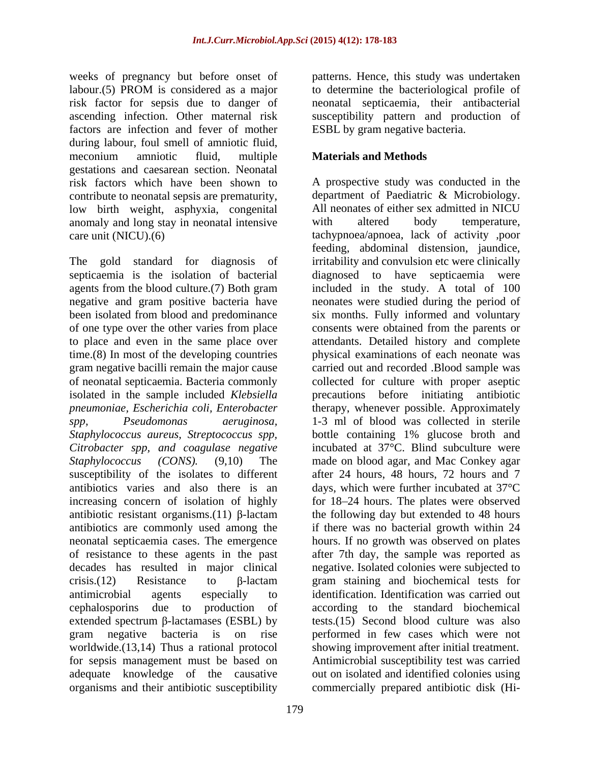weeks of pregnancy but before onset of labour.(5) PROM is considered as a major risk factor for sepsis due to danger of ascending infection. Other maternal risk factors are infection and fever of mother during labour, foul smell of amniotic fluid, meconium amniotic fluid, multiple gestations and caesarean section. Neonatal risk factors which have been shown to contribute to neonatal sepsis are prematurity, low birth weight, asphyxia, congenital anomaly and long stay in neonatal intensive care unit (NICU).(6)

The gold standard for diagnosis of septicaemia is the isolation of bacterial agents from the blood culture.(7) Both gram negative and gram positive bacteria have been isolated from blood and predominance of one type over the other varies from place to place and even in the same place over time.(8) In most of the developing countries gram negative bacilli remain the major cause of neonatal septicaemia. Bacteria commonly isolated in the sample included *Klebsiella pneumoniae, Escherichia coli, Enterobacter spp, Pseudomonas aeruginosa, Staphylococcus aureus, Streptococcus spp, Citrobacter spp, and coagulase negative Staphylococcus (CONS).* (9,10) The susceptibility of the isolates to different antibiotics varies and also there is an increasing concern of isolation of highly antibiotic resistant organisms.(11) β-lactam antibiotics are commonly used among the neonatal septicaemia cases. The emergence of resistance to these agents in the past decades has resulted in major clinical crisis.(12) Resistance to β-lactam antimicrobial agents especially to cephalosporins due to production of extended spectrum β-lactamases (ESBL) by gram negative bacteria is on rise worldwide.(13,14) Thus a rational protocol for sepsis management must be based on adequate knowledge of the causative organisms and their antibiotic susceptibility patterns. Hence, this study was undertaken to determine the bacteriological profile of neonatal septicaemia, their antibacterial susceptibility pattern and production of ESBL by gram negative bacteria.

## Materials and Methods

A prospective study was conducted in the department of Paediatric & Microbiology. All neonates of either sex admitted in NICU with altered body temperature, tachypnoea/apnoea, lack of activity ,poor feeding, abdominal distension, jaundice, irritability and convulsion etc were clinically diagnosed to have septicaemia were included in the study. A total of 100 neonates were studied during the period of six months. Fully informed and voluntary consents were obtained from the parents or attendants. Detailed history and complete physical examinations of each neonate was carried out and recorded .Blood sample was collected for culture with proper aseptic precautions before initiating antibiotic therapy, whenever possible. Approximately 1-3 ml of blood was collected in sterile bottle containing 1% glucose broth and incubated at 37°C. Blind subculture were made on blood agar, and Mac Conkey agar after 24 hours, 48 hours, 72 hours and 7 days, which were further incubated at 37°C for 18–24 hours. The plates were observed the following day but extended to 48 hours if there was no bacterial growth within 24 hours. If no growth was observed on plates after 7th day, the sample was reported as negative. Isolated colonies were subjected to gram staining and biochemical tests for identification. Identification was carried out according to the standard biochemical tests.(15) Second blood culture was also performed in few cases which were not showing improvement after initial treatment. Antimicrobial susceptibility test was carried out on isolated and identified colonies using commercially prepared antibiotic disk (Hi-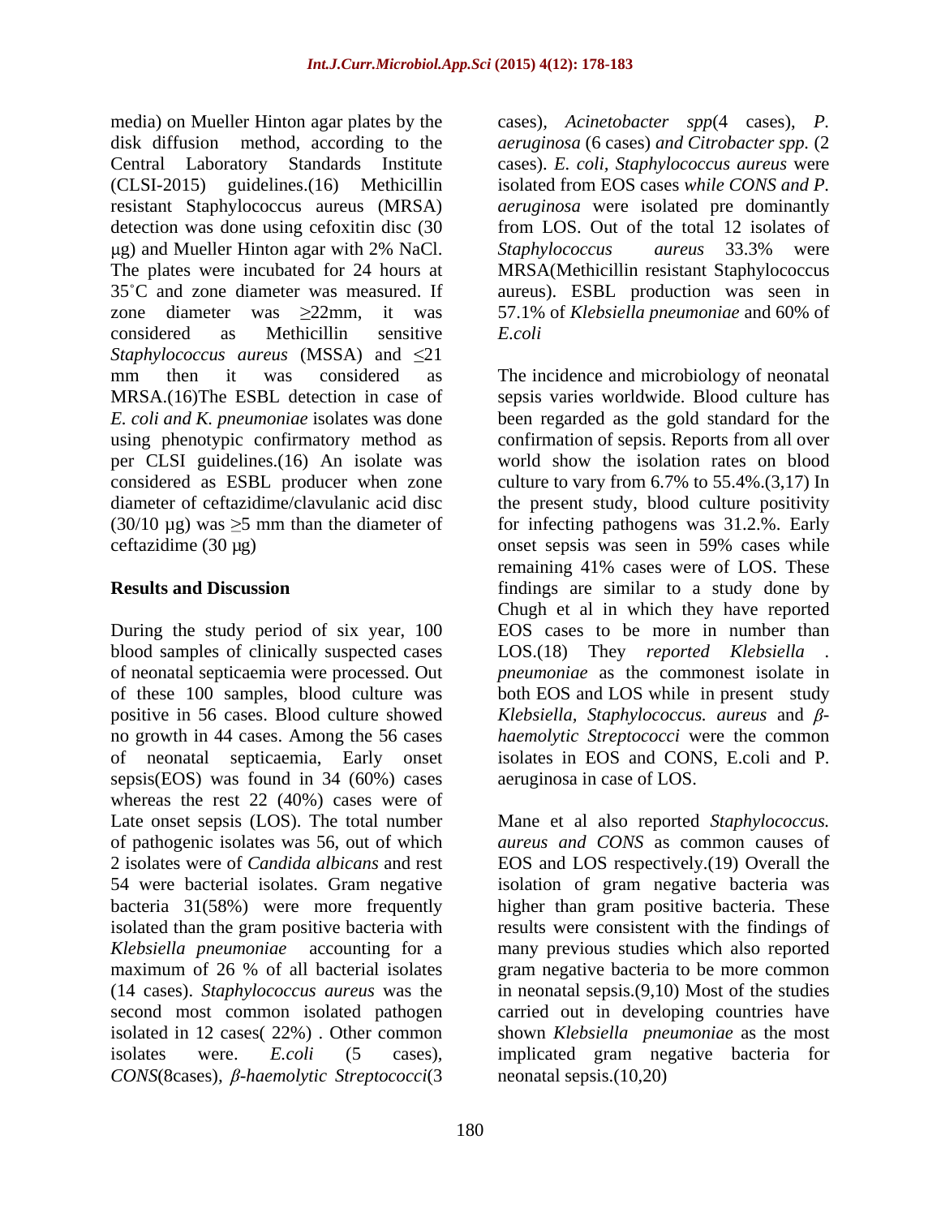media) on Mueller Hinton agar plates by the disk diffusion method, according to the Central Laboratory Standards Institute (CLSI-2015) guidelines.(16) Methicillin resistant Staphylococcus aureus (MRSA) detection was done using cefoxitin disc (30 μg) and Mueller Hinton agar with 2% NaCl. The plates were incubated for 24 hours at 35˚C and zone diameter was measured. If zone diameter was ≥22mm, it was considered as Methicillin sensitive *Staphylococcus aureus* (MSSA) and ≤21 mm then it was considered as MRSA.(16)The ESBL detection in case of *E. coli and K. pneumoniae* isolates was done using phenotypic confirmatory method as per CLSI guidelines.(16) An isolate was considered as ESBL producer when zone diameter of ceftazidime/clavulanic acid disc (30/10 μg) was ≥5 mm than the diameter of ceftazidime (30 μg)

## Results and Discussion

During the study period of six year, 100 blood samples of clinically suspected cases of neonatal septicaemia were processed. Out of these 100 samples, blood culture was positive in 56 cases. Blood culture showed no growth in 44 cases. Among the 56 cases of neonatal septicaemia, Early onset sepsis(EOS) was found in 34 (60%) cases whereas the rest 22 (40%) cases were of Late onset sepsis (LOS). The total number of pathogenic isolates was 56, out of which 2 isolates were of *Candida albicans* and rest 54 were bacterial isolates. Gram negative bacteria 31(58%) were more frequently isolated than the gram positive bacteria with *Klebsiella pneumoniae* accounting for a maximum of 26 % of all bacterial isolates (14 cases). *Staphylococcus aureus* was the second most common isolated pathogen isolated in 12 cases( 22%) . Other common isolates were. *E.coli* (5 cases), *CONS*(8cases), *β-haemolytic Streptococci*(3 cases), *Acinetobacter spp*(4 cases), *P. aeruginosa* (6 cases) *and Citrobacter spp.* (2 cases). *E. coli*, *Staphylococcus aureus* were isolated from EOS cases *while CONS and P. aeruginosa* were isolated pre dominantly from LOS. Out of the total 12 isolates of *Staphylococcus aureus* 33.3% were MRSA(Methicillin resistant Staphylococcus aureus). ESBL production was seen in 57.1% of *Klebsiella pneumoniae* and 60% of *E.coli*

The incidence and microbiology of neonatal sepsis varies worldwide. Blood culture has been regarded as the gold standard for the confirmation of sepsis. Reports from all over world show the isolation rates on blood culture to vary from 6.7% to 55.4%.(3,17) In the present study, blood culture positivity for infecting pathogens was 31.2.%. Early onset sepsis was seen in 59% cases while remaining 41% cases were of LOS. These findings are similar to a study done by Chugh et al in which they have reported EOS cases to be more in number than LOS.(18) They *reported Klebsiella . pneumoniae* as the commonest isolate in both EOS and LOS while in present study *Klebsiella, Staphylococcus. aureus* and *β-haemolytic Streptococci* were the common isolates in EOS and CONS, E.coli and P. aeruginosa in case of LOS.

Mane et al also reported *Staphylococcus. aureus and CONS* as common causes of EOS and LOS respectively.(19) Overall the isolation of gram negative bacteria was higher than gram positive bacteria. These results were consistent with the findings of many previous studies which also reported gram negative bacteria to be more common in neonatal sepsis.(9,10) Most of the studies carried out in developing countries have shown *Klebsiella pneumoniae* as the most implicated gram negative bacteria for neonatal sepsis.(10,20)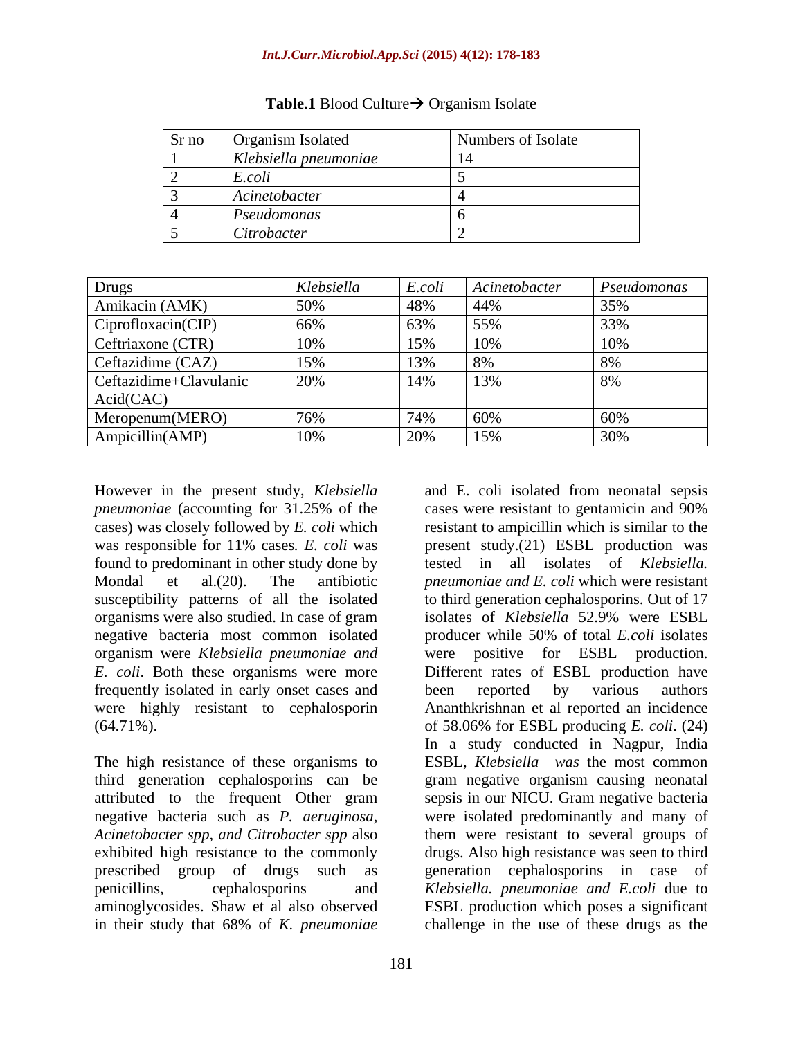**Table.1** Blood Culture→ Organism Isolate

| Sr no | Organism Isolated | Numbers of Isolate |
|---|---|---|
| 1 | *Klebsiella pneumoniae* | 14 |
| 2 | *E.coli* | 5 |
| 3 | *Acinetobacter* | 4 |
| 4 | *Pseudomonas* | 6 |
| 5 | *Citrobacter* | 2 |

| Drugs | *Klebsiella* | *E.coli* | *Acinetobacter* | *Pseudomonas* |
|---|---|---|---|---|
| Amikacin (AMK) | 50% | 48% | 44% | 35% |
| Ciprofloxacin(CIP) | 66% | 63% | 55% | 33% |
| Ceftriaxone (CTR) | 10% | 15% | 10% | 10% |
| Ceftazidime (CAZ) | 15% | 13% | 8% | 8% |
| Ceftazidime+Clavulanic Acid(CAC) | 20% | 14% | 13% | 8% |
| Meropenum(MERO) | 76% | 74% | 60% | 60% |
| Ampicillin(AMP) | 10% | 20% | 15% | 30% |

However in the present study, *Klebsiella pneumoniae* (accounting for 31.25% of the cases) was closely followed by *E. coli* which was responsible for 11% cases*. E. coli* was found to predominant in other study done by Mondal et al.(20). The antibiotic susceptibility patterns of all the isolated organisms were also studied. In case of gram negative bacteria most common isolated organism were *Klebsiella pneumoniae and E. coli*. Both these organisms were more frequently isolated in early onset cases and were highly resistant to cephalosporin (64.71%).

The high resistance of these organisms to third generation cephalosporins can be attributed to the frequent Other gram negative bacteria such as *P. aeruginosa, Acinetobacter spp, and Citrobacter spp* also exhibited high resistance to the commonly prescribed group of drugs such as penicillins, cephalosporins and aminoglycosides. Shaw et al also observed in their study that 68% of *K. pneumoniae* and E. coli isolated from neonatal sepsis cases were resistant to gentamicin and 90% resistant to ampicillin which is similar to the present study.(21) ESBL production was tested in all isolates of *Klebsiella. pneumoniae and E. coli* which were resistant to third generation cephalosporins. Out of 17 isolates of *Klebsiella* 52.9% were ESBL producer while 50% of total *E.coli* isolates were positive for ESBL production. Different rates of ESBL production have been reported by various authors Ananthkrishnan et al reported an incidence of 58.06% for ESBL producing *E. coli*. (24) In a study conducted in Nagpur, India ESBL, *Klebsiella was* the most common gram negative organism causing neonatal sepsis in our NICU. Gram negative bacteria were isolated predominantly and many of them were resistant to several groups of drugs. Also high resistance was seen to third generation cephalosporins in case of *Klebsiella. pneumoniae and E.coli* due to ESBL production which poses a significant challenge in the use of these drugs as the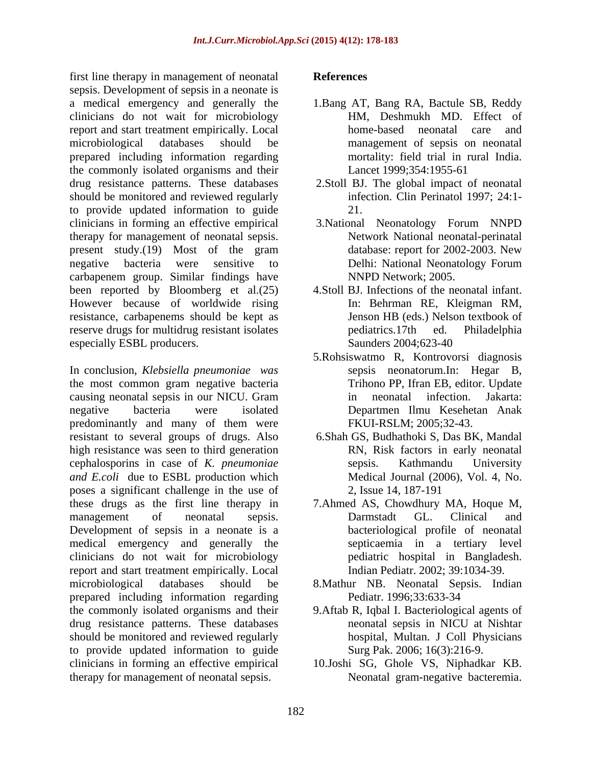first line therapy in management of neonatal sepsis. Development of sepsis in a neonate is a medical emergency and generally the clinicians do not wait for microbiology report and start treatment empirically. Local microbiological databases should be prepared including information regarding the commonly isolated organisms and their drug resistance patterns. These databases should be monitored and reviewed regularly to provide updated information to guide clinicians in forming an effective empirical therapy for management of neonatal sepsis. present study.(19) Most of the gram negative bacteria were sensitive to carbapenem group. Similar findings have been reported by Bloomberg et al.(25) However because of worldwide rising resistance, carbapenems should be kept as reserve drugs for multidrug resistant isolates especially ESBL producers.

In conclusion, *Klebsiella pneumoniae was* the most common gram negative bacteria causing neonatal sepsis in our NICU. Gram negative bacteria were isolated predominantly and many of them were resistant to several groups of drugs. Also high resistance was seen to third generation cephalosporins in case of *K. pneumoniae and E.coli* due to ESBL production which poses a significant challenge in the use of these drugs as the first line therapy in management of neonatal sepsis. Development of sepsis in a neonate is a medical emergency and generally the clinicians do not wait for microbiology report and start treatment empirically. Local microbiological databases should be prepared including information regarding the commonly isolated organisms and their drug resistance patterns. These databases should be monitored and reviewed regularly to provide updated information to guide clinicians in forming an effective empirical therapy for management of neonatal sepsis.

## References

1. Bang AT, Bang RA, Bactule SB, Reddy HM, Deshmukh MD. Effect of home-based neonatal care and management of sepsis on neonatal mortality: field trial in rural India. Lancet 1999;354:1955-61
2. Stoll BJ. The global impact of neonatal infection. Clin Perinatol 1997; 24:1-21.
3. National Neonatology Forum NNPD Network National neonatal-perinatal database: report for 2002-2003. New Delhi: National Neonatology Forum NNPD Network; 2005.
4. Stoll BJ. Infections of the neonatal infant. In: Behrman RE, Kleigman RM, Jenson HB (eds.) Nelson textbook of pediatrics.17th ed. Philadelphia Saunders 2004;623-40
5. Rohsiswatmo R, Kontrovorsi diagnosis sepsis neonatorum.In: Hegar B, Trihono PP, Ifran EB, editor. Update in neonatal infection. Jakarta: Departmen Ilmu Kesehetan Anak FKUI-RSLM; 2005;32-43.
6. Shah GS, Budhathoki S, Das BK, Mandal RN, Risk factors in early neonatal sepsis. Kathmandu University Medical Journal (2006), Vol. 4, No. 2, Issue 14, 187-191
7. Ahmed AS, Chowdhury MA, Hoque M, Darmstadt GL. Clinical and bacteriological profile of neonatal septicaemia in a tertiary level pediatric hospital in Bangladesh. Indian Pediatr. 2002; 39:1034-39.
8. Mathur NB. Neonatal Sepsis. Indian Pediatr. 1996;33:633-34
9. Aftab R, Iqbal I. Bacteriological agents of neonatal sepsis in NICU at Nishtar hospital, Multan. J Coll Physicians Surg Pak. 2006; 16(3):216-9.
10. Joshi SG, Ghole VS, Niphadkar KB. Neonatal gram-negative bacteremia.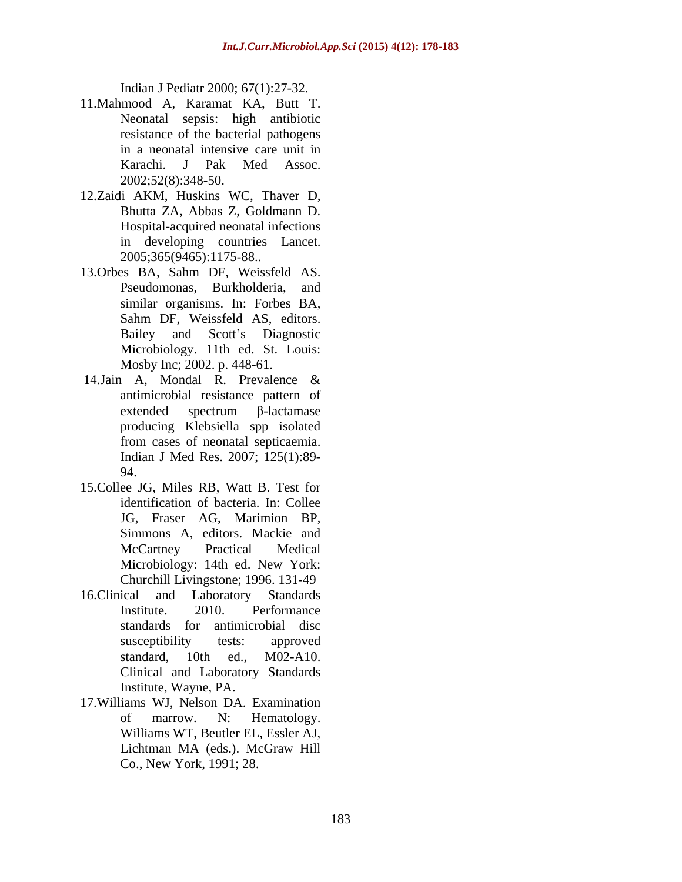Indian J Pediatr 2000; 67(1):27-32.

11. Mahmood A, Karamat KA, Butt T. Neonatal sepsis: high antibiotic resistance of the bacterial pathogens in a neonatal intensive care unit in Karachi. J Pak Med Assoc. 2002;52(8):348-50.
12. Zaidi AKM, Huskins WC, Thaver D, Bhutta ZA, Abbas Z, Goldmann D. Hospital-acquired neonatal infections in developing countries Lancet. 2005;365(9465):1175-88..
13. Orbes BA, Sahm DF, Weissfeld AS. Pseudomonas, Burkholderia, and similar organisms. In: Forbes BA, Sahm DF, Weissfeld AS, editors. Bailey and Scott's Diagnostic Microbiology. 11th ed. St. Louis: Mosby Inc; 2002. p. 448-61.
14. Jain A, Mondal R. Prevalence & antimicrobial resistance pattern of extended spectrum β-lactamase producing Klebsiella spp isolated from cases of neonatal septicaemia. Indian J Med Res. 2007; 125(1):89-94.
15. Collee JG, Miles RB, Watt B. Test for identification of bacteria. In: Collee JG, Fraser AG, Marimion BP, Simmons A, editors. Mackie and McCartney Practical Medical Microbiology: 14th ed. New York: Churchill Livingstone; 1996. 131-49
16. Clinical and Laboratory Standards Institute. 2010. Performance standards for antimicrobial disc susceptibility tests: approved standard, 10th ed., M02-A10. Clinical and Laboratory Standards Institute, Wayne, PA.
17. Williams WJ, Nelson DA. Examination of marrow. N: Hematology. Williams WT, Beutler EL, Essler AJ, Lichtman MA (eds.). McGraw Hill Co., New York, 1991; 28.